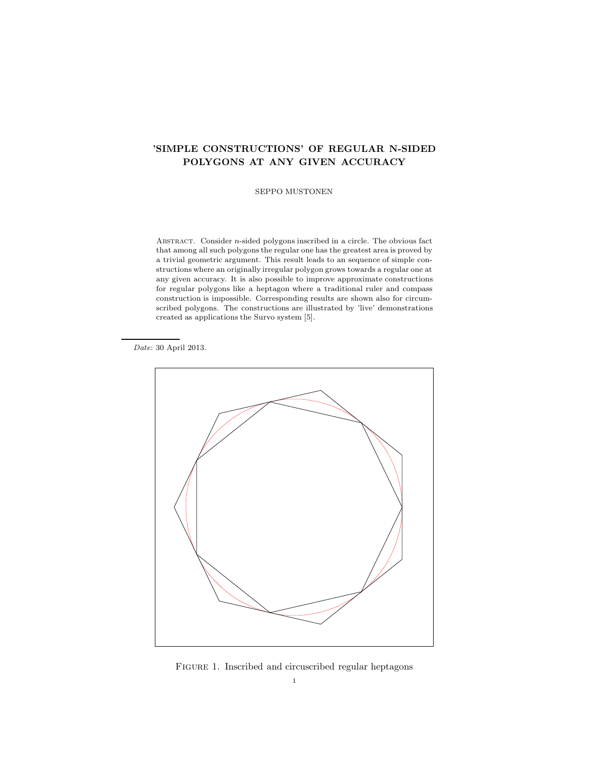# 'SIMPLE CONSTRUCTIONS' OF REGULAR N-SIDED POLYGONS AT ANY GIVEN ACCURACY

SEPPO MUSTONEN

ABSTRACT. Consider $n$-sided polygons inscribed in a circle. The obvious fact that among all such polygons the regular one has the greatest area is proved by a trivial geometric argument. This result leads to an sequence of simple constructions where an originally irregular polygon grows towards a regular one at any given accuracy. It is also possible to improve approximate constructions for regular polygons like a heptagon where a traditional ruler and compass construction is impossible. Corresponding results are shown also for circumscribed polygons. The constructions are illustrated by 'live' demonstrations created as applications the Survo system [5].

*Date*: 30 April 2013.

FIGURE 1. Inscribed and circuscribed regular heptagons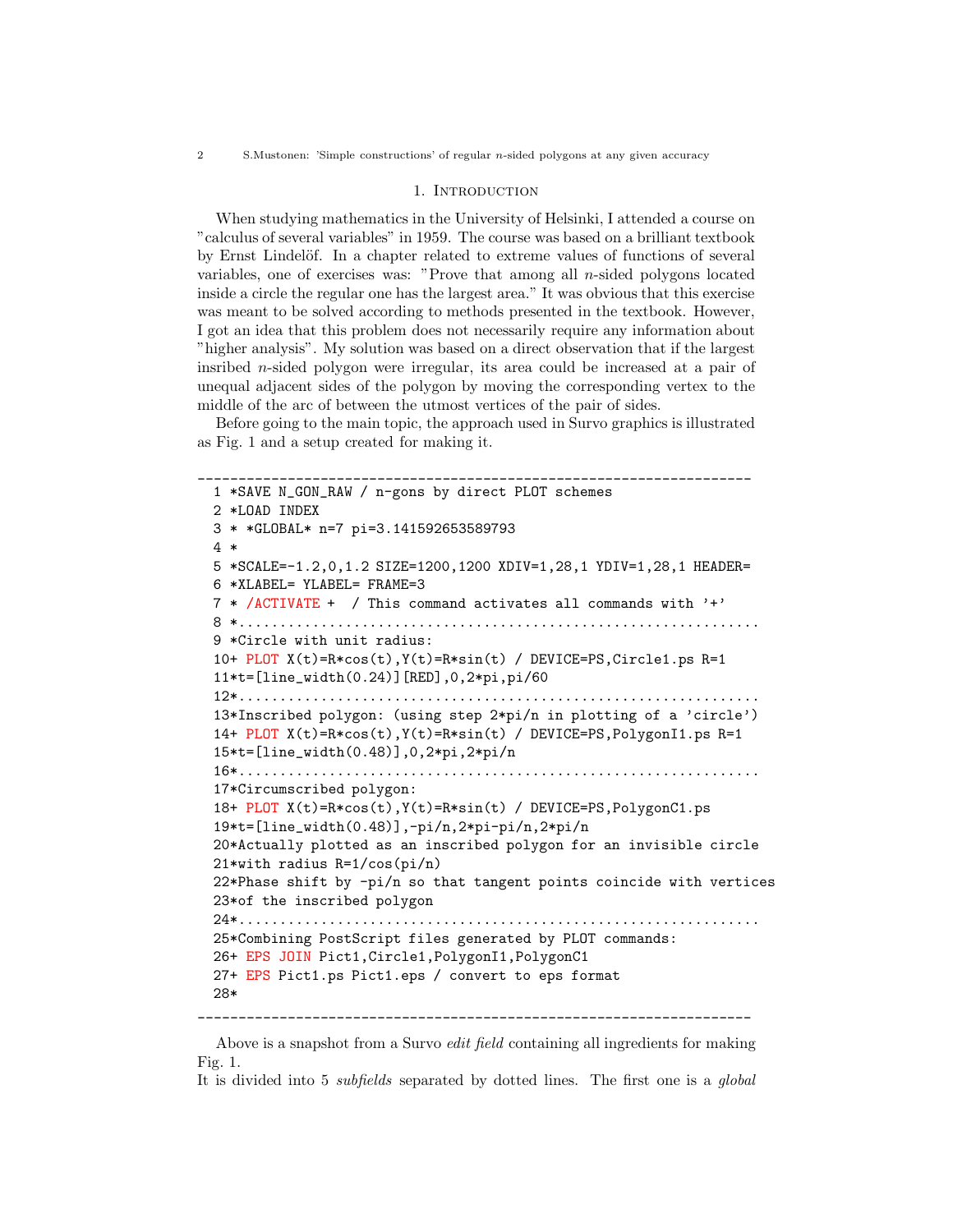## 1. Introduction

When studying mathematics in the University of Helsinki, I attended a course on "calculus of several variables" in 1959. The course was based on a brilliant textbook by Ernst Lindelöf. In a chapter related to extreme values of functions of several variables, one of exercises was: "Prove that among all $n$-sided polygons located inside a circle the regular one has the largest area." It was obvious that this exercise was meant to be solved according to methods presented in the textbook. However, I got an idea that this problem does not necessarily require any information about "higher analysis". My solution was based on a direct observation that if the largest insribed $n$-sided polygon were irregular, its area could be increased at a pair of unequal adjacent sides of the polygon by moving the corresponding vertex to the middle of the arc of between the utmost vertices of the pair of sides.

Before going to the main topic, the approach used in Survo graphics is illustrated as Fig. 1 and a setup created for making it.

```
____________________________________________________________________
  1 *SAVE N_GON_RAW / n-gons by direct PLOT schemes
  2 *LOAD INDEX
  3 * *GLOBAL* n=7 pi=3.141592653589793
  4 *
  5 *SCALE=-1.2,0,1.2 SIZE=1200,1200 XDIV=1,28,1 YDIV=1,28,1 HEADER=
  6 *XLABEL= YLABEL= FRAME=3
  7 * /ACTIVATE +  / This command activates all commands with '+'
  8 *..............................................................
  9 *Circle with unit radius:
 10+ PLOT X(t)=R*cos(t),Y(t)=R*sin(t) / DEVICE=PS,Circle1.ps R=1
 11*t=[line_width(0.24)][RED],0,2*pi,pi/60
 12*..............................................................
 13*Inscribed polygon: (using step 2*pi/n in plotting of a 'circle')
 14+ PLOT X(t)=R*cos(t),Y(t)=R*sin(t) / DEVICE=PS,PolygonI1.ps R=1
 15*t=[line_width(0.48)],0,2*pi,2*pi/n
 16*..............................................................
 17*Circumscribed polygon:
 18+ PLOT X(t)=R*cos(t),Y(t)=R*sin(t) / DEVICE=PS,PolygonC1.ps
 19*t=[line_width(0.48)],-pi/n,2*pi-pi/n,2*pi/n
 20*Actually plotted as an inscribed polygon for an invisible circle
 21*with radius R=1/cos(pi/n)
 22*Phase shift by -pi/n so that tangent points coincide with vertices
 23*of the inscribed polygon
 24*..............................................................
 25*Combining PostScript files generated by PLOT commands:
 26+ EPS JOIN Pict1,Circle1,PolygonI1,PolygonC1
 27+ EPS Pict1.ps Pict1.eps / convert to eps format
 28*
____________________________________________________________________
```

Above is a snapshot from a Survo *edit field* containing all ingredients for making Fig. 1.

It is divided into 5 *subfields* separated by dotted lines. The first one is a *global*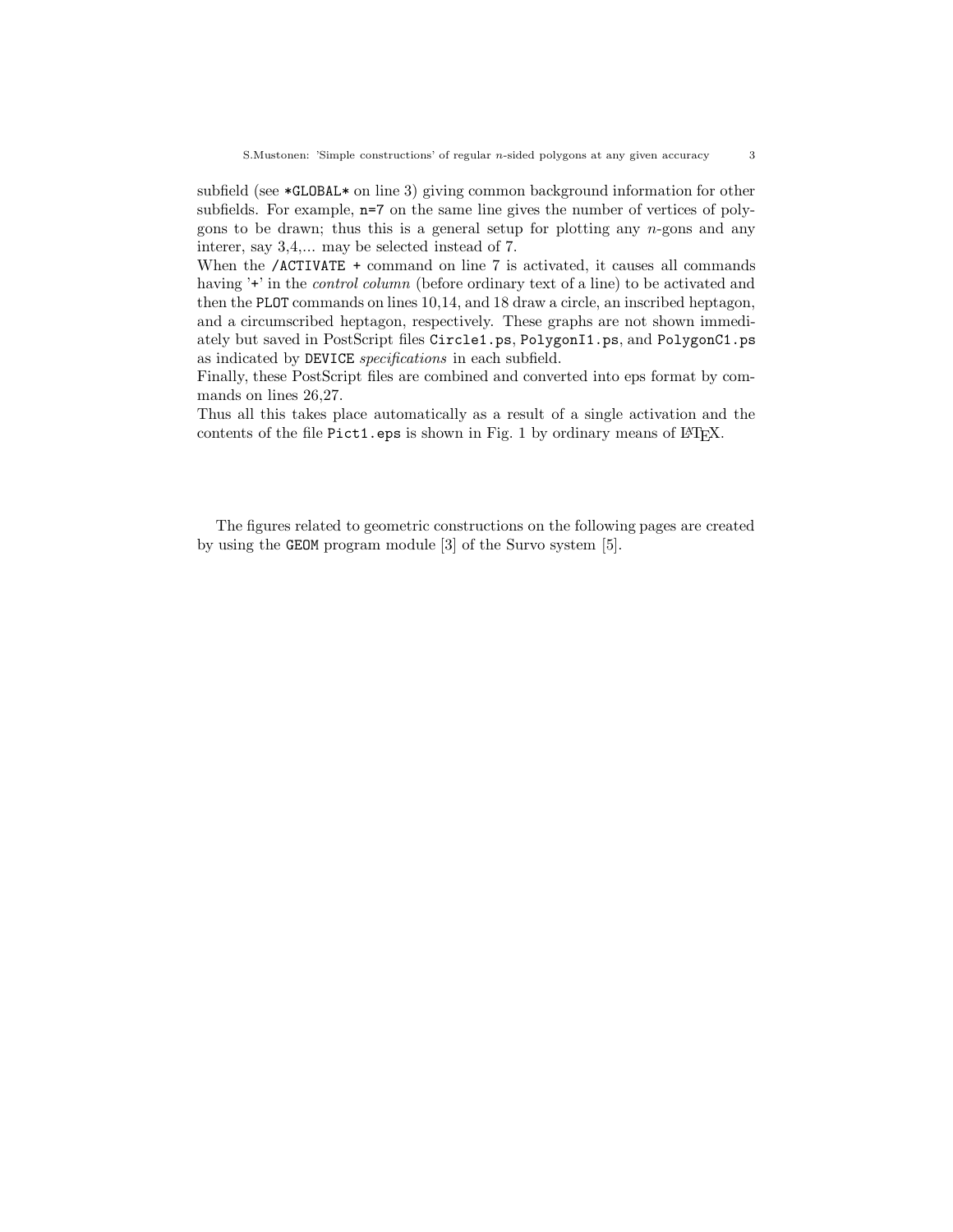subfield (see `*GLOBAL*` on line 3) giving common background information for other subfields. For example, `n=7` on the same line gives the number of vertices of polygons to be drawn; thus this is a general setup for plotting any $n$-gons and any interer, say 3,4,... may be selected instead of 7.

When the `/ACTIVATE +` command on line 7 is activated, it causes all commands having '`+`' in the *control column* (before ordinary text of a line) to be activated and then the `PLOT` commands on lines 10,14, and 18 draw a circle, an inscribed heptagon, and a circumscribed heptagon, respectively. These graphs are not shown immediately but saved in PostScript files `Circle1.ps`, `PolygonI1.ps`, and `PolygonC1.ps` as indicated by `DEVICE` *specifications* in each subfield.

Finally, these PostScript files are combined and converted into eps format by commands on lines 26,27.

Thus all this takes place automatically as a result of a single activation and the contents of the file `Pict1.eps` is shown in Fig. 1 by ordinary means of LaTeX.

The figures related to geometric constructions on the following pages are created by using the `GEOM` program module [3] of the Survo system [5].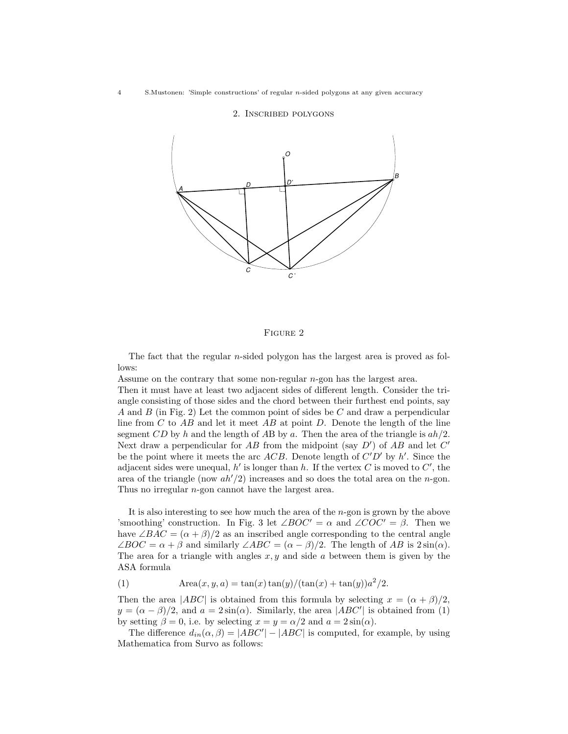## 2. Inscribed polygons

Figure 2

The fact that the regular $n$-sided polygon has the largest area is proved as follows:

Assume on the contrary that some non-regular $n$-gon has the largest area.

Then it must have at least two adjacent sides of different length. Consider the triangle consisting of those sides and the chord between their furthest end points, say $A$ and $B$ (in Fig. 2) Let the common point of sides be $C$ and draw a perpendicular line from $C$ to $AB$ and let it meet $AB$ at point $D$. Denote the length of the line segment $CD$ by $h$ and the length of AB by $a$. Then the area of the triangle is $ah/2$. Next draw a perpendicular for $AB$ from the midpoint (say $D'$) of $AB$ and let $C'$ be the point where it meets the arc $ACB$. Denote length of $C'D'$ by $h'$. Since the adjacent sides were unequal, $h'$ is longer than $h$. If the vertex $C$ is moved to $C'$, the area of the triangle (now $ah'/2$) increases and so does the total area on the $n$-gon. Thus no irregular $n$-gon cannot have the largest area.

It is also interesting to see how much the area of the $n$-gon is grown by the above 'smoothing' construction. In Fig. 3 let $\angle BOC' = \alpha$ and $\angle COC' = \beta$. Then we have $\angle BAC = (\alpha + \beta)/2$ as an inscribed angle corresponding to the central angle $\angle BOC = \alpha + \beta$ and similarly $\angle ABC = (\alpha - \beta)/2$. The length of $AB$ is $2\sin(\alpha)$. The area for a triangle with angles $x, y$ and side $a$ between them is given by the ASA formula

$$\text{Area}(x, y, a) = \tan(x)\tan(y)/(\tan(x) + \tan(y))a^2/2. \tag{1}$$

Then the area $|ABC|$ is obtained from this formula by selecting $x = (\alpha + \beta)/2$, $y = (\alpha - \beta)/2$, and $a = 2\sin(\alpha)$. Similarly, the area $|ABC'|$ is obtained from (1) by setting $\beta = 0$, i.e. by selecting $x = y = \alpha/2$ and $a = 2\sin(\alpha)$.

The difference $d_{in}(\alpha, \beta) = |ABC'| - |ABC|$ is computed, for example, by using Mathematica from Survo as follows: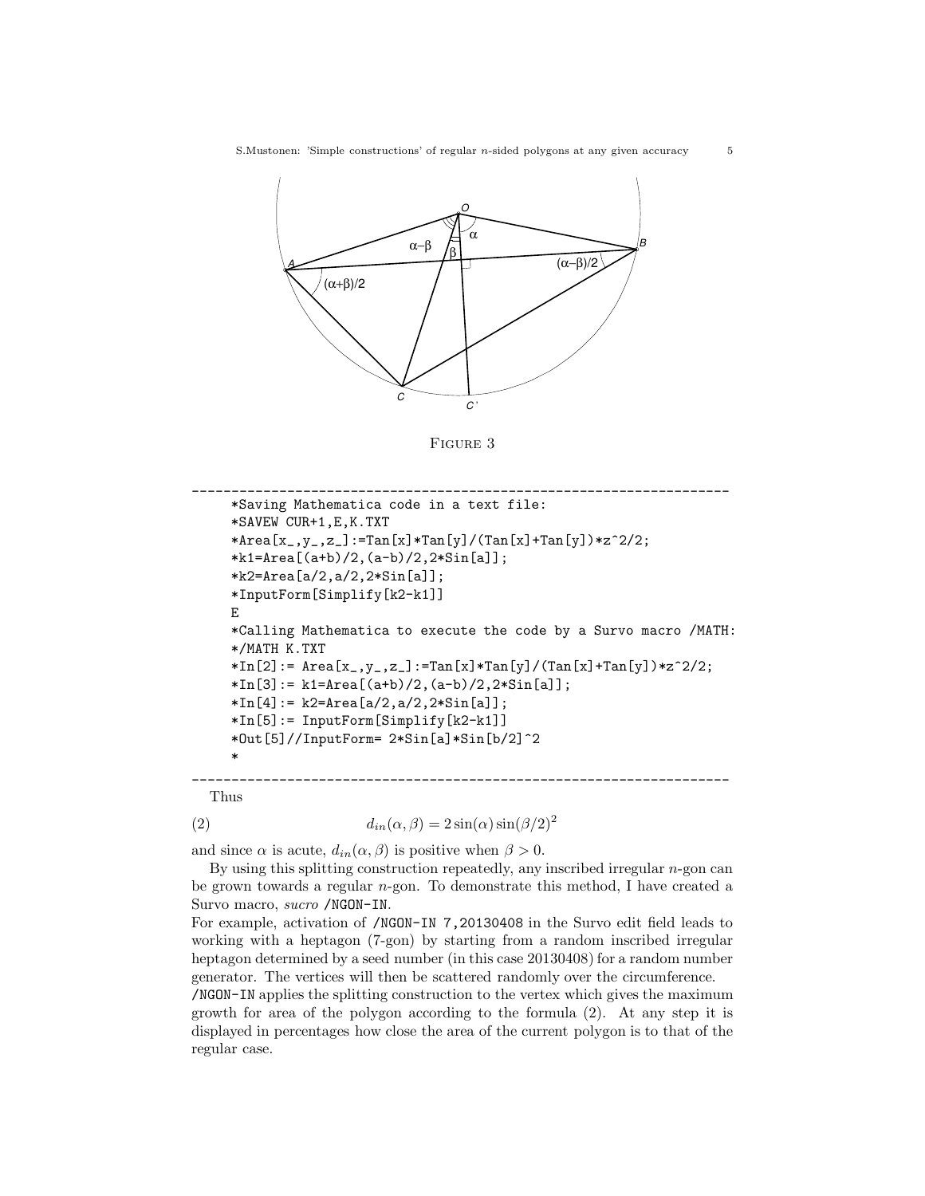FIGURE 3

```
------------------------------------------------------------------------
*Saving Mathematica code in a text file:
*SAVEW CUR+1,E,K.TXT
*Area[x_,y_,z_]:=Tan[x]*Tan[y]/(Tan[x]+Tan[y])*z^2/2;
*k1=Area[(a+b)/2,(a-b)/2,2*Sin[a]];
*k2=Area[a/2,a/2,2*Sin[a]];
*InputForm[Simplify[k2-k1]]
E
*Calling Mathematica to execute the code by a Survo macro /MATH:
*/MATH K.TXT
*In[2]:= Area[x_,y_,z_]:=Tan[x]*Tan[y]/(Tan[x]+Tan[y])*z^2/2;
*In[3]:= k1=Area[(a+b)/2,(a-b)/2,2*Sin[a]];
*In[4]:= k2=Area[a/2,a/2,2*Sin[a]];
*In[5]:= InputForm[Simplify[k2-k1]]
*Out[5]//InputForm= 2*Sin[a]*Sin[b/2]^2
*
------------------------------------------------------------------------
```

Thus

$$d_{in}(\alpha, \beta) = 2\sin(\alpha)\sin(\beta/2)^2 \tag{2}$$

and since $\alpha$ is acute, $d_{in}(\alpha, \beta)$ is positive when $\beta > 0$.

By using this splitting construction repeatedly, any inscribed irregular $n$-gon can be grown towards a regular $n$-gon. To demonstrate this method, I have created a Survo macro, *sucro* /NGON-IN.

For example, activation of /NGON-IN 7,20130408 in the Survo edit field leads to working with a heptagon (7-gon) by starting from a random inscribed irregular heptagon determined by a seed number (in this case 20130408) for a random number generator. The vertices will then be scattered randomly over the circumference.

/NGON-IN applies the splitting construction to the vertex which gives the maximum growth for area of the polygon according to the formula (2). At any step it is displayed in percentages how close the area of the current polygon is to that of the regular case.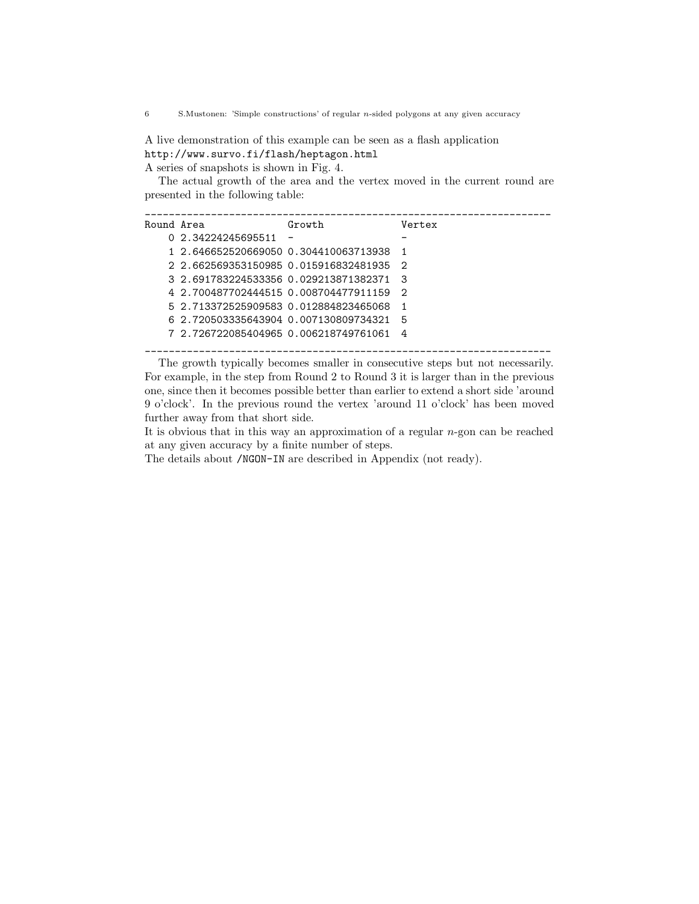A live demonstration of this example can be seen as a flash application
http://www.survo.fi/flash/heptagon.html
A series of snapshots is shown in Fig. 4.

The actual growth of the area and the vertex moved in the current round are presented in the following table:

| Round | Area | Growth | Vertex |
|---|---|---|---|
| 0 | 2.34224245695511 | - | - |
| 1 | 2.646652520669050 | 0.304410063713938 | 1 |
| 2 | 2.662569353150985 | 0.015916832481935 | 2 |
| 3 | 2.691783224533356 | 0.029213871382371 | 3 |
| 4 | 2.700487702444515 | 0.008704477911159 | 2 |
| 5 | 2.713372525909583 | 0.012884823465068 | 1 |
| 6 | 2.720503335643904 | 0.007130809734321 | 5 |
| 7 | 2.726722085404965 | 0.006218749761061 | 4 |

The growth typically becomes smaller in consecutive steps but not necessarily. For example, in the step from Round 2 to Round 3 it is larger than in the previous one, since then it becomes possible better than earlier to extend a short side 'around 9 o'clock'. In the previous round the vertex 'around 11 o'clock' has been moved further away from that short side.

It is obvious that in this way an approximation of a regular $n$-gon can be reached at any given accuracy by a finite number of steps.

The details about /NGON-IN are described in Appendix (not ready).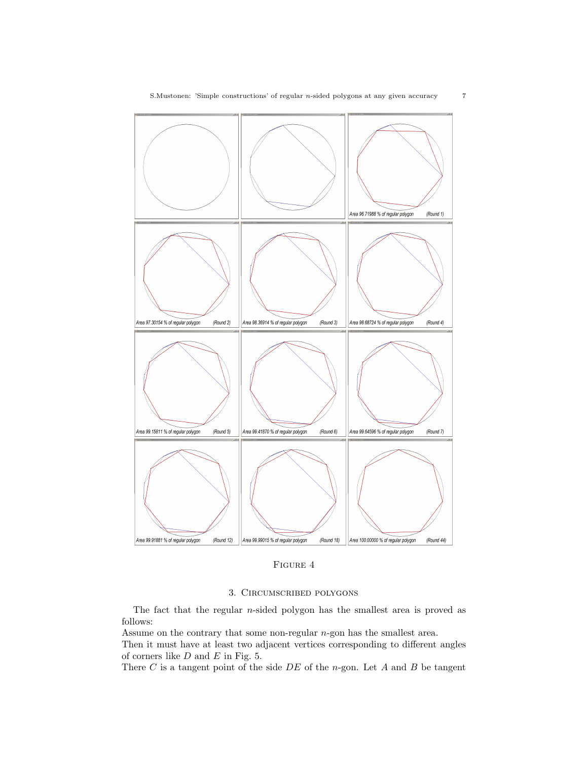Figure 4

## 3. Circumscribed polygons

The fact that the regular $n$-sided polygon has the smallest area is proved as follows:
Assume on the contrary that some non-regular $n$-gon has the smallest area.
Then it must have at least two adjacent vertices corresponding to different angles of corners like $D$ and $E$ in Fig. 5.
There $C$ is a tangent point of the side $DE$ of the $n$-gon. Let $A$ and $B$ be tangent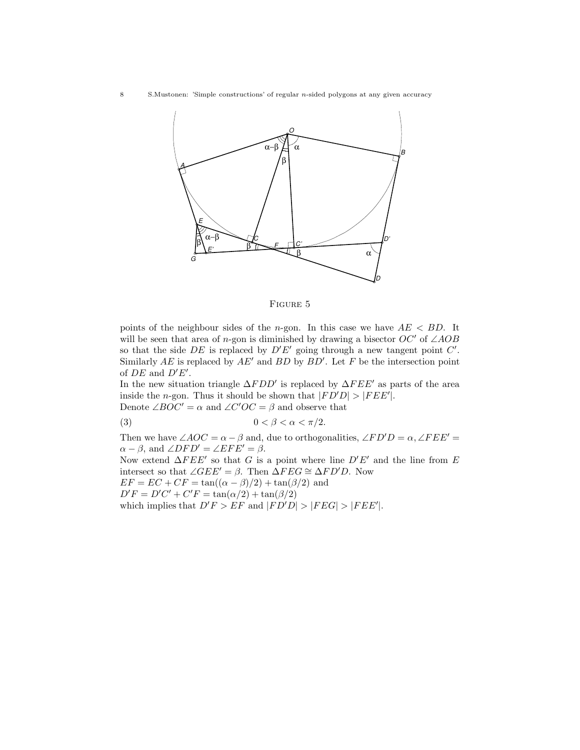FIGURE 5

points of the neighbour sides of the $n$-gon. In this case we have $AE < BD$. It will be seen that area of $n$-gon is diminished by drawing a bisector $OC'$ of $\angle AOB$ so that the side $DE$ is replaced by $D'E'$ going through a new tangent point $C'$. Similarly $AE$ is replaced by $AE'$ and $BD$ by $BD'$. Let $F$ be the intersection point of $DE$ and $D'E'$.

In the new situation triangle $\Delta FDD'$ is replaced by $\Delta FEE'$ as parts of the area inside the $n$-gon. Thus it should be shown that $|FD'D| > |FEE'|$.

Denote $\angle BOC' = \alpha$ and $\angle C'OC = \beta$ and observe that

$$0 < \beta < \alpha < \pi/2. \tag{3}$$

Then we have $\angle AOC = \alpha - \beta$ and, due to orthogonalities, $\angle FD'D = \alpha, \angle FEE' = \alpha - \beta$, and $\angle DFD' = \angle EFE' = \beta$.

Now extend $\Delta FEE'$ so that $G$ is a point where line $D'E'$ and the line from $E$ intersect so that $\angle GEE' = \beta$. Then $\Delta FEG \cong \Delta FD'D$. Now

$EF = EC + CF = \tan((\alpha - \beta)/2) + \tan(\beta/2)$ and

$D'F = D'C' + C'F = \tan(\alpha/2) + \tan(\beta/2)$

which implies that $D'F > EF$ and $|FD'D| > |FEG| > |FEE'|$.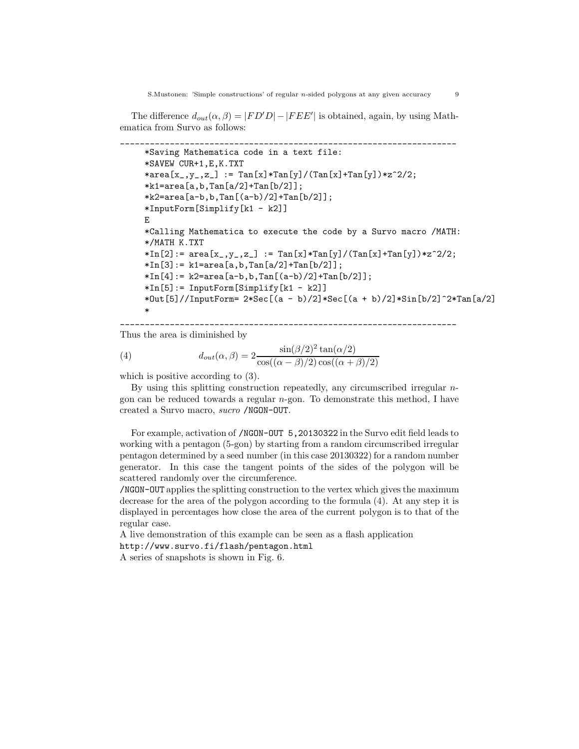The difference $d_{out}(\alpha, \beta) = |FD'D| - |FEE'|$ is obtained, again, by using Mathematica from Survo as follows:

```
______________________________________________________________________
     *Saving Mathematica code in a text file:
     *SAVEW CUR+1,E,K.TXT
     *area[x_,y_,z_] := Tan[x]*Tan[y]/(Tan[x]+Tan[y])*z^2/2;
     *k1=area[a,b,Tan[a/2]+Tan[b/2]];
     *k2=area[a-b,b,Tan[(a-b)/2]+Tan[b/2]];
     *InputForm[Simplify[k1 - k2]]
     E
     *Calling Mathematica to execute the code by a Survo macro /MATH:
     */MATH K.TXT
     *In[2]:= area[x_,y_,z_] := Tan[x]*Tan[y]/(Tan[x]+Tan[y])*z^2/2;
     *In[3]:= k1=area[a,b,Tan[a/2]+Tan[b/2]];
     *In[4]:= k2=area[a-b,b,Tan[(a-b)/2]+Tan[b/2]];
     *In[5]:= InputForm[Simplify[k1 - k2]]
     *Out[5]//InputForm= 2*Sec[(a - b)/2]*Sec[(a + b)/2]*Sin[b/2]^2*Tan[a/2]
     *
______________________________________________________________________
```

Thus the area is diminished by

$$d_{out}(\alpha, \beta) = 2\frac{\sin(\beta/2)^2 \tan(\alpha/2)}{\cos((\alpha - \beta)/2)\cos((\alpha + \beta)/2)} \tag{4}$$

which is positive according to (3).

By using this splitting construction repeatedly, any circumscribed irregular $n$-gon can be reduced towards a regular $n$-gon. To demonstrate this method, I have created a Survo macro, *sucro* /NGON-OUT.

For example, activation of /NGON-OUT 5,20130322 in the Survo edit field leads to working with a pentagon (5-gon) by starting from a random circumscribed irregular pentagon determined by a seed number (in this case 20130322) for a random number generator. In this case the tangent points of the sides of the polygon will be scattered randomly over the circumference.

/NGON-OUT applies the splitting construction to the vertex which gives the maximum decrease for the area of the polygon according to the formula (4). At any step it is displayed in percentages how close the area of the current polygon is to that of the regular case.

A live demonstration of this example can be seen as a flash application
http://www.survo.fi/flash/pentagon.html

A series of snapshots is shown in Fig. 6.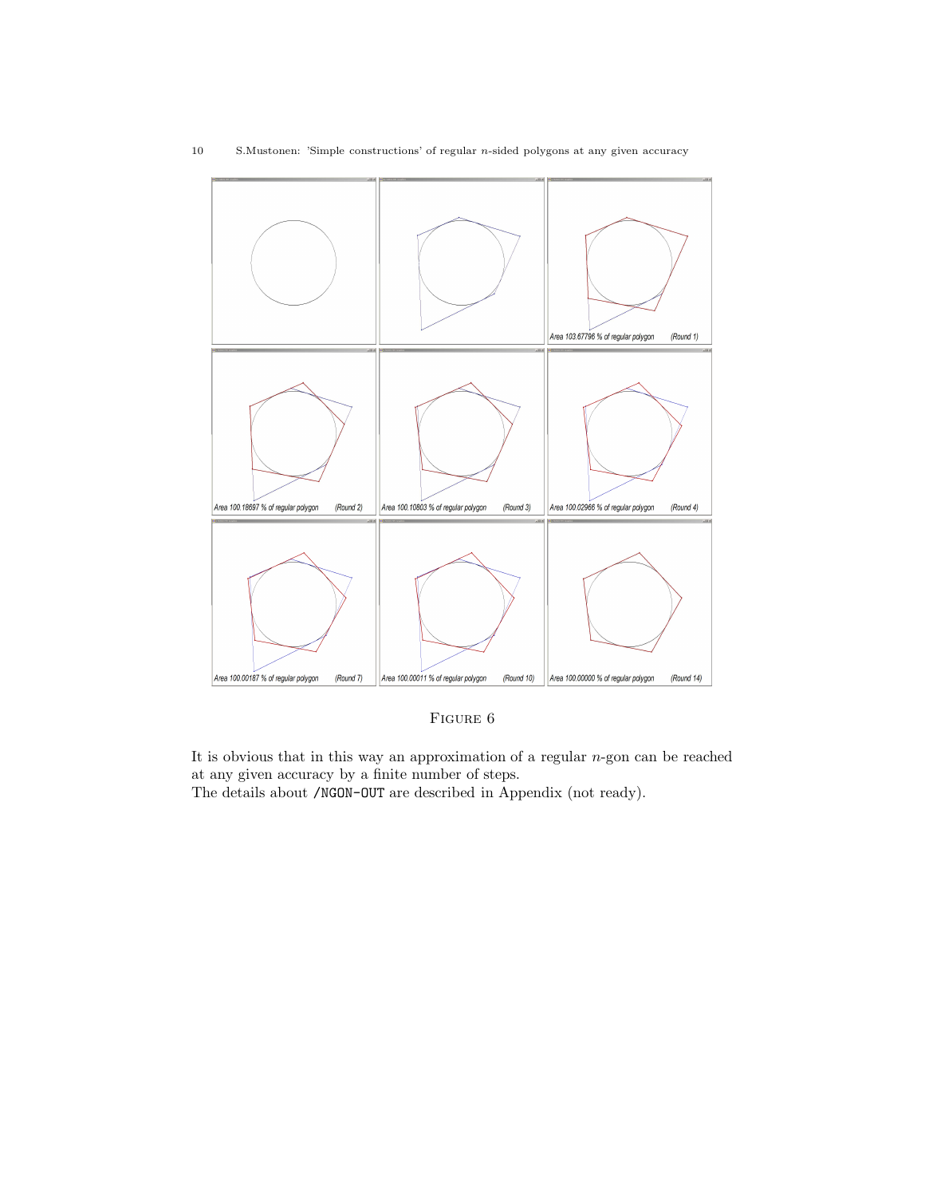FIGURE 6

It is obvious that in this way an approximation of a regular $n$-gon can be reached at any given accuracy by a finite number of steps.
The details about `/NGON-OUT` are described in Appendix (not ready).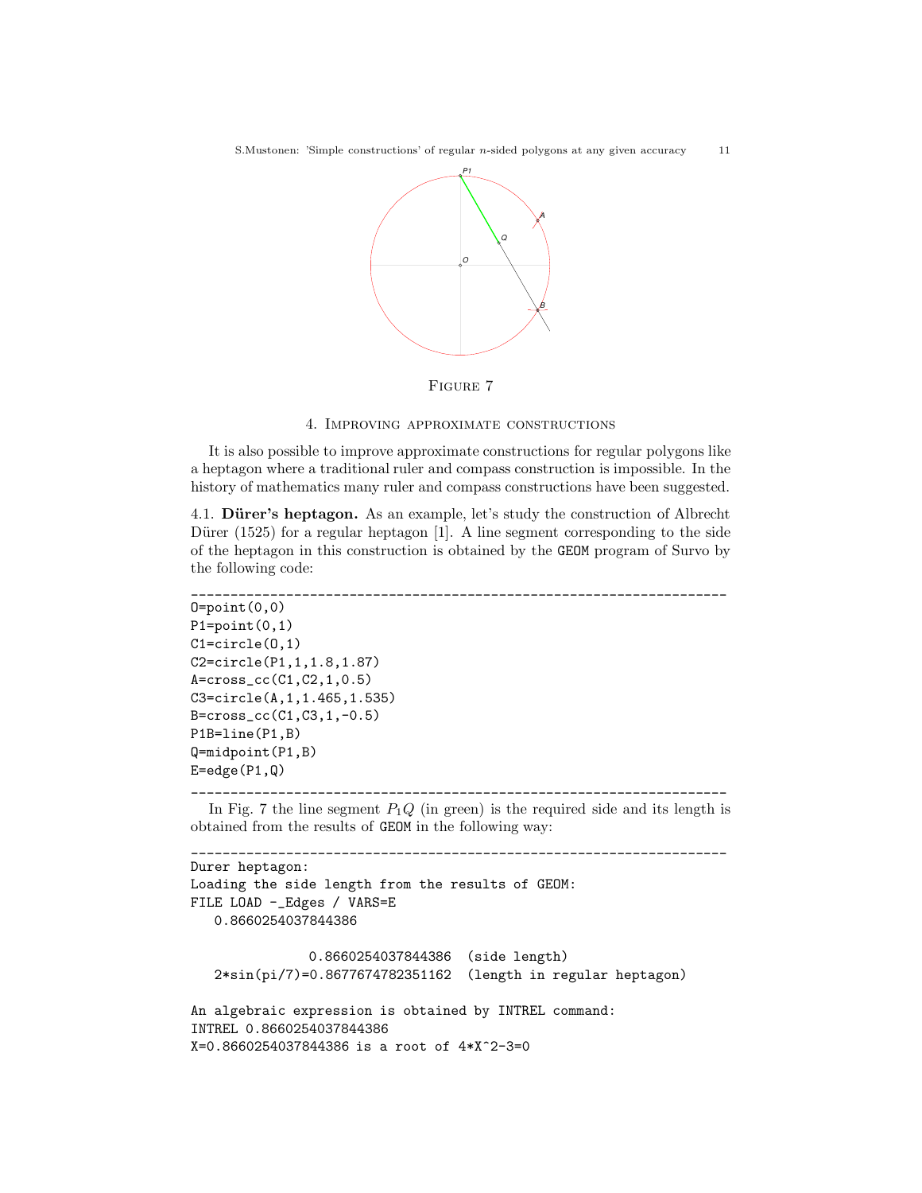Figure 7

## 4. Improving approximate constructions

It is also possible to improve approximate constructions for regular polygons like a heptagon where a traditional ruler and compass construction is impossible. In the history of mathematics many ruler and compass constructions have been suggested.

4.1. **Dürer's heptagon.** As an example, let's study the construction of Albrecht Dürer (1525) for a regular heptagon [1]. A line segment corresponding to the side of the heptagon in this construction is obtained by the GEOM program of Survo by the following code:

```
____________________________________________________________________
O=point(0,0)
P1=point(0,1)
C1=circle(O,1)
C2=circle(P1,1,1.8,1.87)
A=cross_cc(C1,C2,1,0.5)
C3=circle(A,1,1.465,1.535)
B=cross_cc(C1,C3,1,-0.5)
P1B=line(P1,B)
Q=midpoint(P1,B)
E=edge(P1,Q)
____________________________________________________________________
```

In Fig. 7 the line segment $P_1Q$ (in green) is the required side and its length is obtained from the results of GEOM in the following way:

```
____________________________________________________________________
Durer heptagon:
Loading the side length from the results of GEOM:
FILE LOAD -_Edges / VARS=E
   0.8660254037844386

               0.8660254037844386  (side length)
   2*sin(pi/7)=0.8677674782351162  (length in regular heptagon)

An algebraic expression is obtained by INTREL command:
INTREL 0.8660254037844386
X=0.8660254037844386 is a root of 4*X^2-3=0
```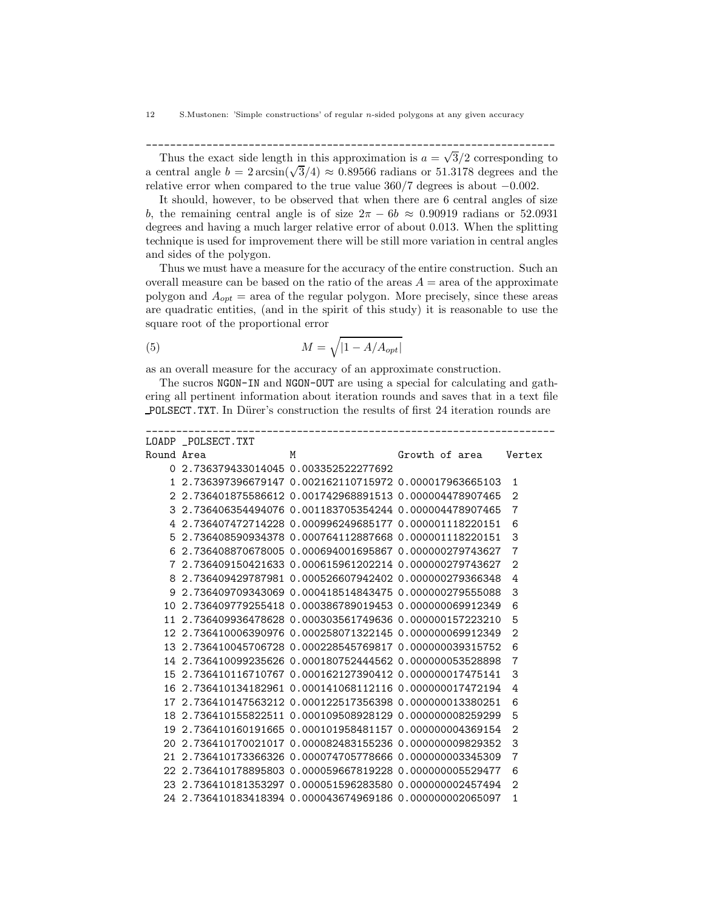----------------------------------------------------------------------

Thus the exact side length in this approximation is $a = \sqrt{3}/2$ corresponding to a central angle $b = 2\arcsin(\sqrt{3}/4) \approx 0.89566$ radians or 51.3178 degrees and the relative error when compared to the true value 360/7 degrees is about $-0.002$.

It should, however, to be observed that when there are 6 central angles of size $b$, the remaining central angle is of size $2\pi - 6b \approx 0.90919$ radians or 52.0931 degrees and having a much larger relative error of about 0.013. When the splitting technique is used for improvement there will be still more variation in central angles and sides of the polygon.

Thus we must have a measure for the accuracy of the entire construction. Such an overall measure can be based on the ratio of the areas $A$ = area of the approximate polygon and $A_{opt}$ = area of the regular polygon. More precisely, since these areas are quadratic entities, (and in the spirit of this study) it is reasonable to use the square root of the proportional error

$$M = \sqrt{|1 - A/A_{opt}|} \tag{5}$$

as an overall measure for the accuracy of an approximate construction.

The sucros NGON-IN and NGON-OUT are using a special for calculating and gathering all pertinent information about iteration rounds and saves that in a text file _POLSECT.TXT. In Dürer's construction the results of first 24 iteration rounds are

```
----------------------------------------------------------------------
LOADP _POLSECT.TXT
Round Area              M                 Growth of area    Vertex
    0 2.736379433014045 0.003352522277692
    1 2.736397396679147 0.002162110715972 0.000017963665103  1
    2 2.736401875586612 0.001742968891513 0.000004478907465  2
    3 2.736406354494076 0.001183705354244 0.000004478907465  7
    4 2.736407472714228 0.000996249685177 0.000001118220151  6
    5 2.736408590934378 0.000764112887668 0.000001118220151  3
    6 2.736408870678005 0.000694001695867 0.000000279743627  7
    7 2.736409150421633 0.000615961202214 0.000000279743627  2
    8 2.736409429787981 0.000526607942402 0.000000279366348  4
    9 2.736409709343069 0.000418514843475 0.000000279555088  3
   10 2.736409779255418 0.000386789019453 0.000000069912349  6
   11 2.736409936478628 0.000303561749636 0.000000157223210  5
   12 2.736410006390976 0.000258071322145 0.000000069912349  2
   13 2.736410045706728 0.000228545769817 0.000000039315752  6
   14 2.736410099235626 0.000180752444562 0.000000053528898  7
   15 2.736410116710767 0.000162127390412 0.000000017475141  3
   16 2.736410134182961 0.000141068112116 0.000000017472194  4
   17 2.736410147563212 0.000122517356398 0.000000013380251  6
   18 2.736410155822511 0.000109508928129 0.000000008259299  5
   19 2.736410160191665 0.000101958481157 0.000000004369154  2
   20 2.736410170021017 0.000082483155236 0.000000009829352  3
   21 2.736410173366326 0.000074705778666 0.000000003345309  7
   22 2.736410178895803 0.000059667819228 0.000000005529477  6
   23 2.736410181353297 0.000051596283580 0.000000002457494  2
   24 2.736410183418394 0.000043674969186 0.000000002065097  1
```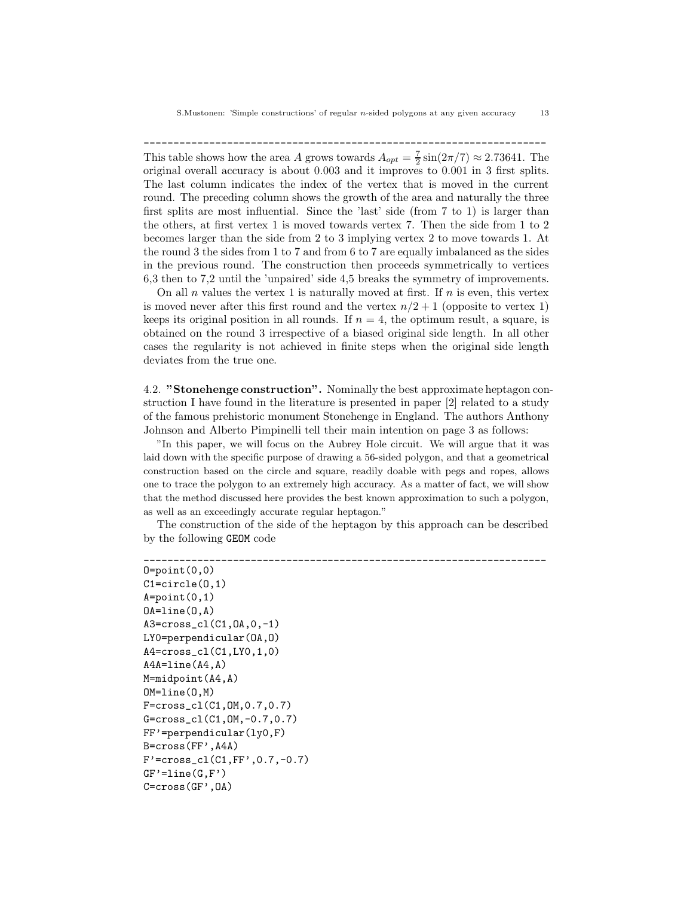---------------------------------------------------------------------

This table shows how the area $A$ grows towards $A_{opt} = \frac{7}{2}\sin(2\pi/7) \approx 2.73641$. The original overall accuracy is about 0.003 and it improves to 0.001 in 3 first splits. The last column indicates the index of the vertex that is moved in the current round. The preceding column shows the growth of the area and naturally the three first splits are most influential. Since the 'last' side (from 7 to 1) is larger than the others, at first vertex 1 is moved towards vertex 7. Then the side from 1 to 2 becomes larger than the side from 2 to 3 implying vertex 2 to move towards 1. At the round 3 the sides from 1 to 7 and from 6 to 7 are equally imbalanced as the sides in the previous round. The construction then proceeds symmetrically to vertices 6,3 then to 7,2 until the 'unpaired' side 4,5 breaks the symmetry of improvements.

On all $n$ values the vertex 1 is naturally moved at first. If $n$ is even, this vertex is moved never after this first round and the vertex $n/2+1$ (opposite to vertex 1) keeps its original position in all rounds. If $n = 4$, the optimum result, a square, is obtained on the round 3 irrespective of a biased original side length. In all other cases the regularity is not achieved in finite steps when the original side length deviates from the true one.

4.2. **"Stonehenge construction".** Nominally the best approximate heptagon construction I have found in the literature is presented in paper [2] related to a study of the famous prehistoric monument Stonehenge in England. The authors Anthony Johnson and Alberto Pimpinelli tell their main intention on page 3 as follows:

"In this paper, we will focus on the Aubrey Hole circuit. We will argue that it was laid down with the specific purpose of drawing a 56-sided polygon, and that a geometrical construction based on the circle and square, readily doable with pegs and ropes, allows one to trace the polygon to an extremely high accuracy. As a matter of fact, we will show that the method discussed here provides the best known approximation to such a polygon, as well as an exceedingly accurate regular heptagon."

The construction of the side of the heptagon by this approach can be described by the following `GEOM` code

```
---------------------------------------------------------------------
O=point(0,0)
C1=circle(O,1)
A=point(0,1)
OA=line(O,A)
A3=cross_cl(C1,OA,0,-1)
LY0=perpendicular(OA,O)
A4=cross_cl(C1,LY0,1,0)
A4A=line(A4,A)
M=midpoint(A4,A)
OM=line(O,M)
F=cross_cl(C1,OM,0.7,0.7)
G=cross_cl(C1,OM,-0.7,0.7)
FF'=perpendicular(ly0,F)
B=cross(FF',A4A)
F'=cross_cl(C1,FF',0.7,-0.7)
GF'=line(G,F')
C=cross(GF',OA)
```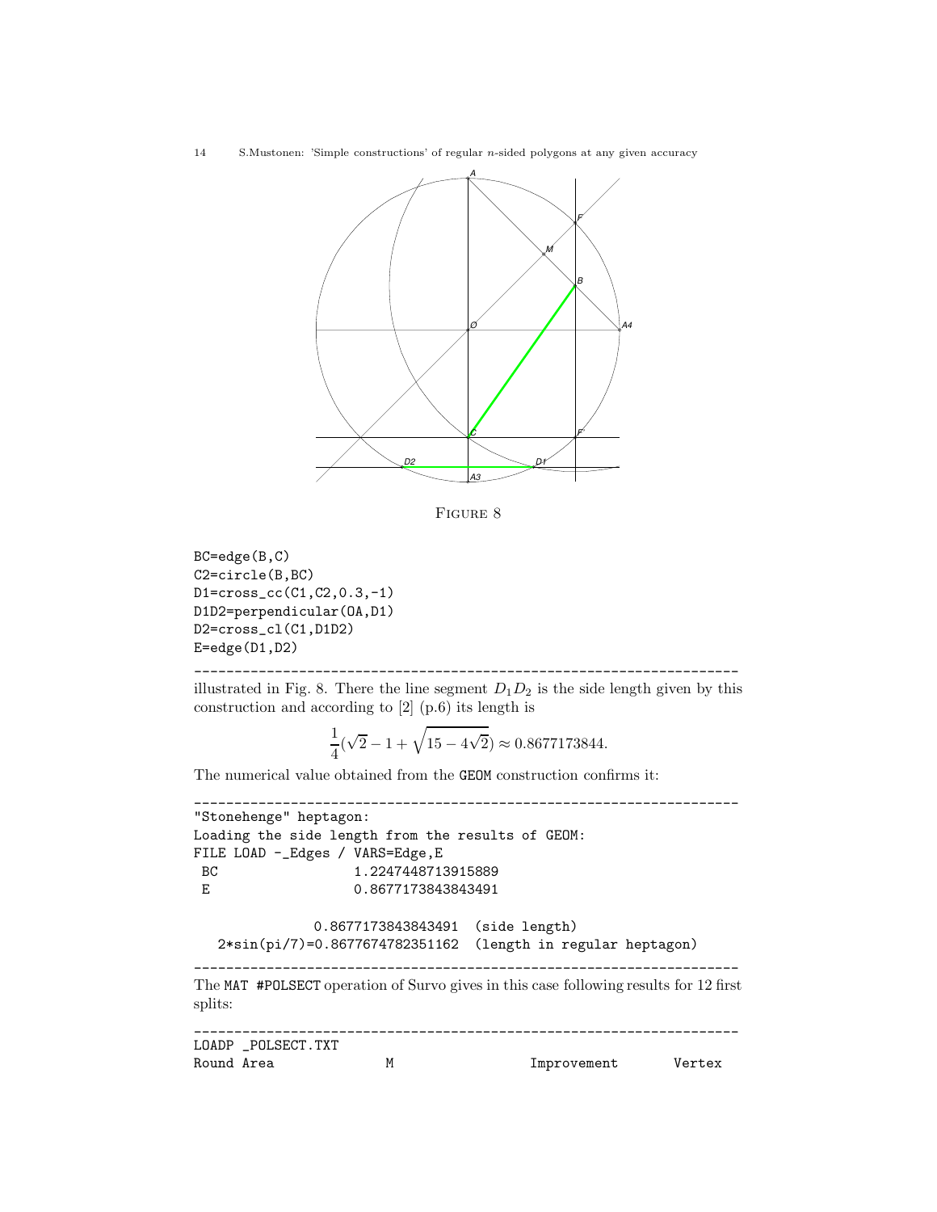FIGURE 8

```
BC=edge(B,C)
C2=circle(B,BC)
D1=cross_cc(C1,C2,0.3,-1)
D1D2=perpendicular(OA,D1)
D2=cross_cl(C1,D1D2)
E=edge(D1,D2)
-------------------------------------------------------------------
```

illustrated in Fig. 8. There the line segment $D_1D_2$ is the side length given by this construction and according to [2] (p.6) its length is

$$\frac{1}{4}(\sqrt{2}-1+\sqrt{15-4\sqrt{2}}) \approx 0.8677173844.$$

The numerical value obtained from the GEOM construction confirms it:

```
-------------------------------------------------------------------
"Stonehenge" heptagon:
Loading the side length from the results of GEOM:
FILE LOAD -_Edges / VARS=Edge,E
 BC                1.2247448713915889
 E                 0.8677173843843491

              0.8677173843843491  (side length)
   2*sin(pi/7)=0.8677674782351162  (length in regular heptagon)
-------------------------------------------------------------------
```

The MAT #POLSECT operation of Survo gives in this case following results for 12 first splits:

```
-------------------------------------------------------------------
LOADP _POLSECT.TXT
Round Area              M                   Improvement       Vertex
```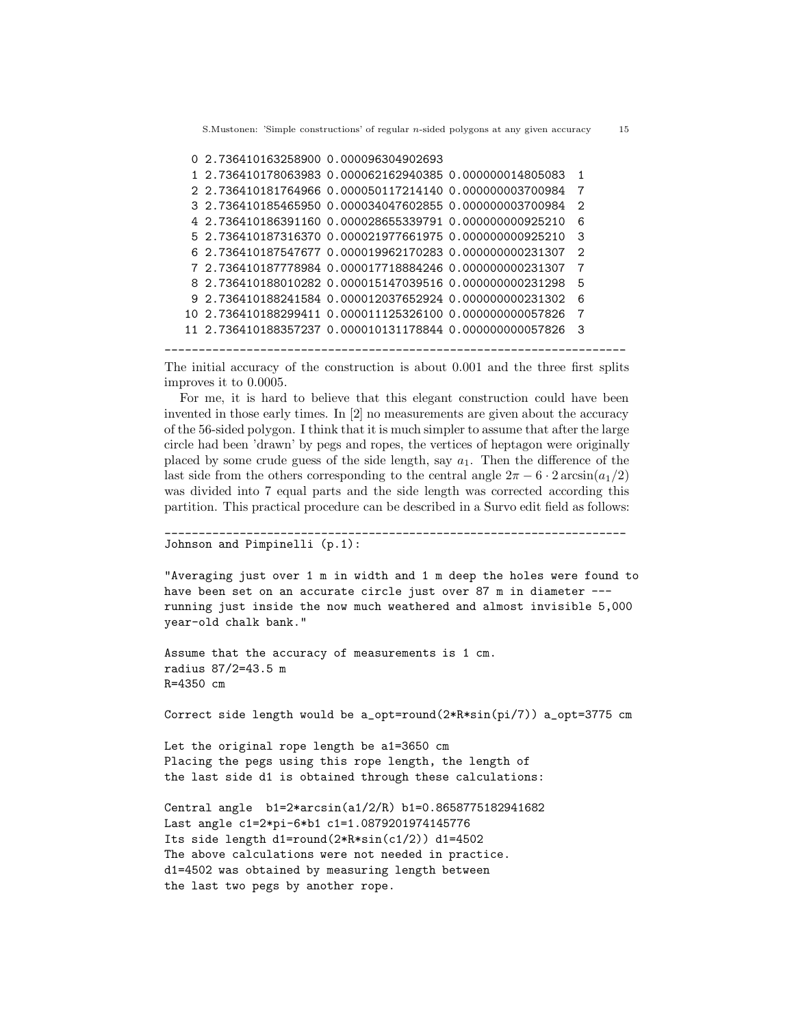```
 0 2.736410163258900 0.000096304902693
 1 2.736410178063983 0.000062162940385 0.000000014805083  1
 2 2.736410181764966 0.000050117214140 0.000000003700984  7
 3 2.736410185465950 0.000034047602855 0.000000003700984  2
 4 2.736410186391160 0.000028655339791 0.000000000925210  6
 5 2.736410187316370 0.000021977661975 0.000000000925210  3
 6 2.736410187547677 0.000019962170283 0.000000000231307  2
 7 2.736410187778984 0.000017718884246 0.000000000231307  7
 8 2.736410188010282 0.000015147039516 0.000000000231298  5
 9 2.736410188241584 0.000012037652924 0.000000000231302  6
10 2.736410188299411 0.000011125326100 0.000000000057826  7
11 2.736410188357237 0.000010131178844 0.000000000057826  3
____________________________________________________________________
```

The initial accuracy of the construction is about 0.001 and the three first splits improves it to 0.0005.

For me, it is hard to believe that this elegant construction could have been invented in those early times. In [2] no measurements are given about the accuracy of the 56-sided polygon. I think that it is much simpler to assume that after the large circle had been 'drawn' by pegs and ropes, the vertices of heptagon were originally placed by some crude guess of the side length, say $a_1$. Then the difference of the last side from the others corresponding to the central angle $2\pi - 6 \cdot 2\arcsin(a_1/2)$ was divided into 7 equal parts and the side length was corrected according this partition. This practical procedure can be described in a Survo edit field as follows:

```
____________________________________________________________________
Johnson and Pimpinelli (p.1):

"Averaging just over 1 m in width and 1 m deep the holes were found to
have been set on an accurate circle just over 87 m in diameter ---
running just inside the now much weathered and almost invisible 5,000
year-old chalk bank."

Assume that the accuracy of measurements is 1 cm.
radius 87/2=43.5 m
R=4350 cm

Correct side length would be a_opt=round(2*R*sin(pi/7)) a_opt=3775 cm

Let the original rope length be a1=3650 cm
Placing the pegs using this rope length, the length of
the last side d1 is obtained through these calculations:

Central angle  b1=2*arcsin(a1/2/R) b1=0.8658775182941682
Last angle c1=2*pi-6*b1 c1=1.0879201974145776
Its side length d1=round(2*R*sin(c1/2)) d1=4502
The above calculations were not needed in practice.
d1=4502 was obtained by measuring length between
the last two pegs by another rope.
```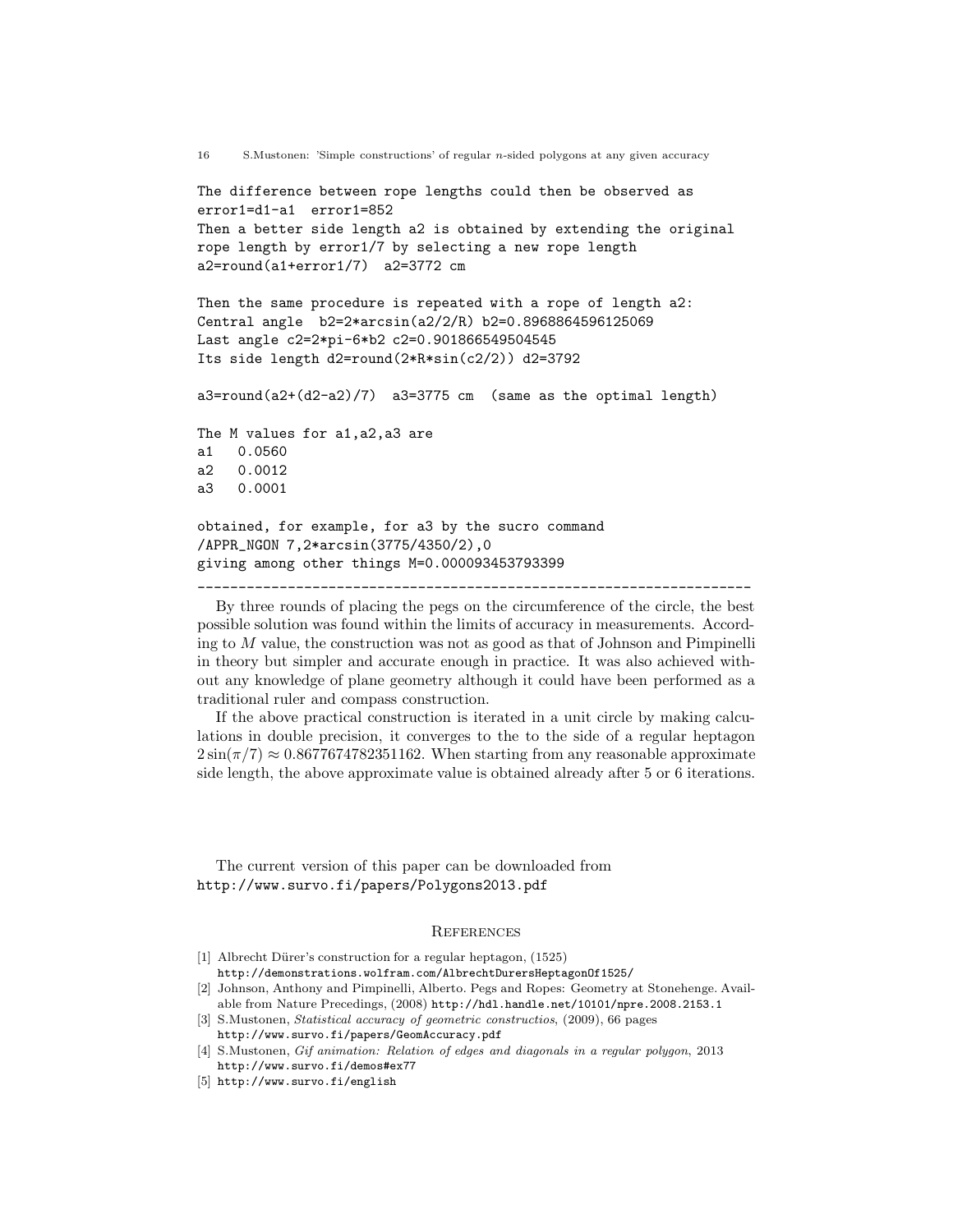```
The difference between rope lengths could then be observed as
error1=d1-a1  error1=852
Then a better side length a2 is obtained by extending the original
rope length by error1/7 by selecting a new rope length
a2=round(a1+error1/7)  a2=3772 cm

Then the same procedure is repeated with a rope of length a2:
Central angle  b2=2*arcsin(a2/2/R) b2=0.8968864596125069
Last angle c2=2*pi-6*b2 c2=0.901866549504545
Its side length d2=round(2*R*sin(c2/2)) d2=3792

a3=round(a2+(d2-a2)/7)  a3=3775 cm  (same as the optimal length)

The M values for a1,a2,a3 are
a1   0.0560
a2   0.0012
a3   0.0001

obtained, for example, for a3 by the sucro command
/APPR_NGON 7,2*arcsin(3775/4350/2),0
giving among other things M=0.000093453793399
--------------------------------------------------------------------
```

By three rounds of placing the pegs on the circumference of the circle, the best possible solution was found within the limits of accuracy in measurements. According to $M$ value, the construction was not as good as that of Johnson and Pimpinelli in theory but simpler and accurate enough in practice. It was also achieved without any knowledge of plane geometry although it could have been performed as a traditional ruler and compass construction.

If the above practical construction is iterated in a unit circle by making calculations in double precision, it converges to the to the side of a regular heptagon $2\sin(\pi/7) \approx 0.8677674782351162$. When starting from any reasonable approximate side length, the above approximate value is obtained already after 5 or 6 iterations.

The current version of this paper can be downloaded from
http://www.survo.fi/papers/Polygons2013.pdf

## References

[1] Albrecht Dürer's construction for a regular heptagon, (1525)
http://demonstrations.wolfram.com/AlbrechtDurersHeptagonOf1525/

[2] Johnson, Anthony and Pimpinelli, Alberto. Pegs and Ropes: Geometry at Stonehenge. Available from Nature Precedings, (2008) http://hdl.handle.net/10101/npre.2008.2153.1

[3] S.Mustonen, *Statistical accuracy of geometric constructios*, (2009), 66 pages
http://www.survo.fi/papers/GeomAccuracy.pdf

[4] S.Mustonen, *Gif animation: Relation of edges and diagonals in a regular polygon*, 2013
http://www.survo.fi/demos#ex77

[5] http://www.survo.fi/english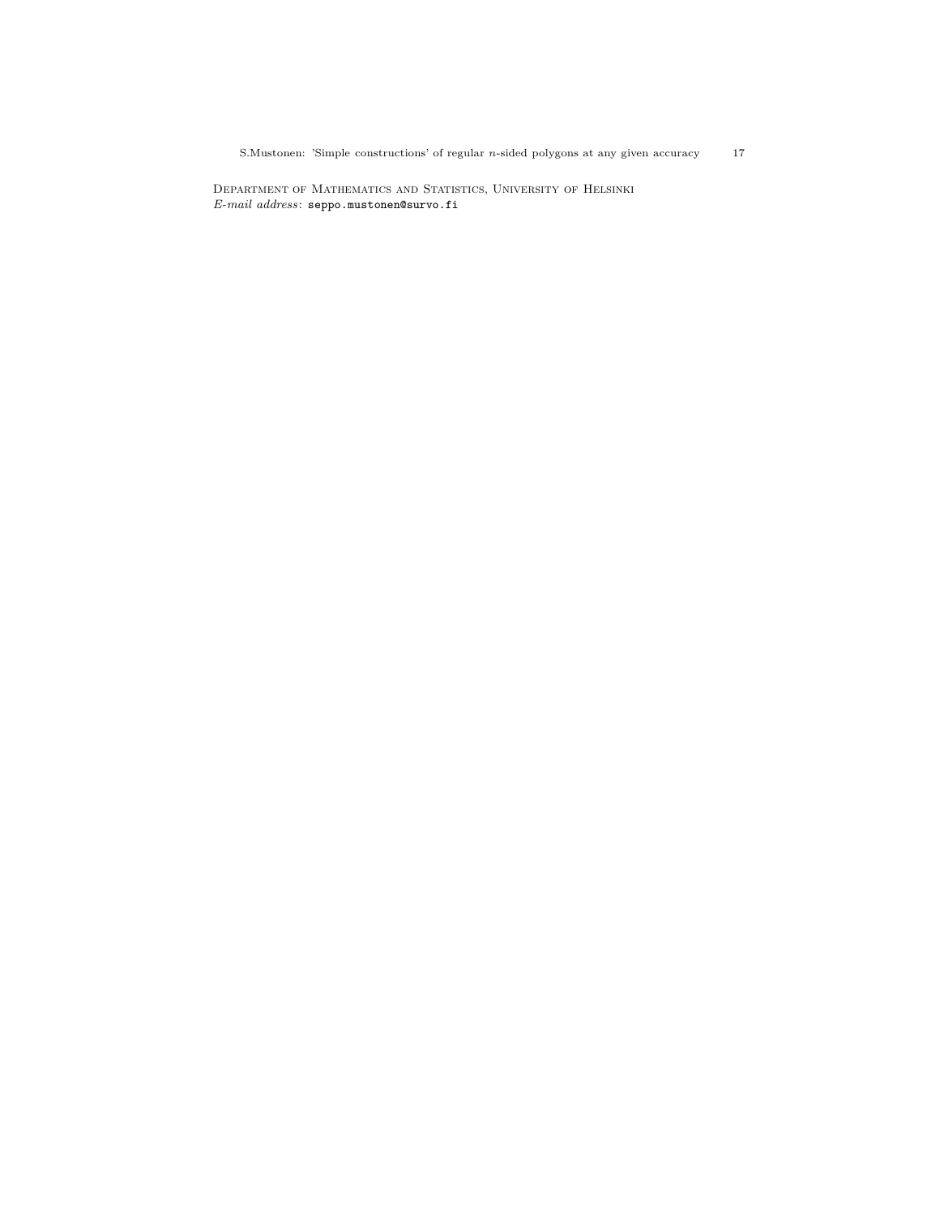Department of Mathematics and Statistics, University of Helsinki
*E-mail address*: seppo.mustonen@survo.fi